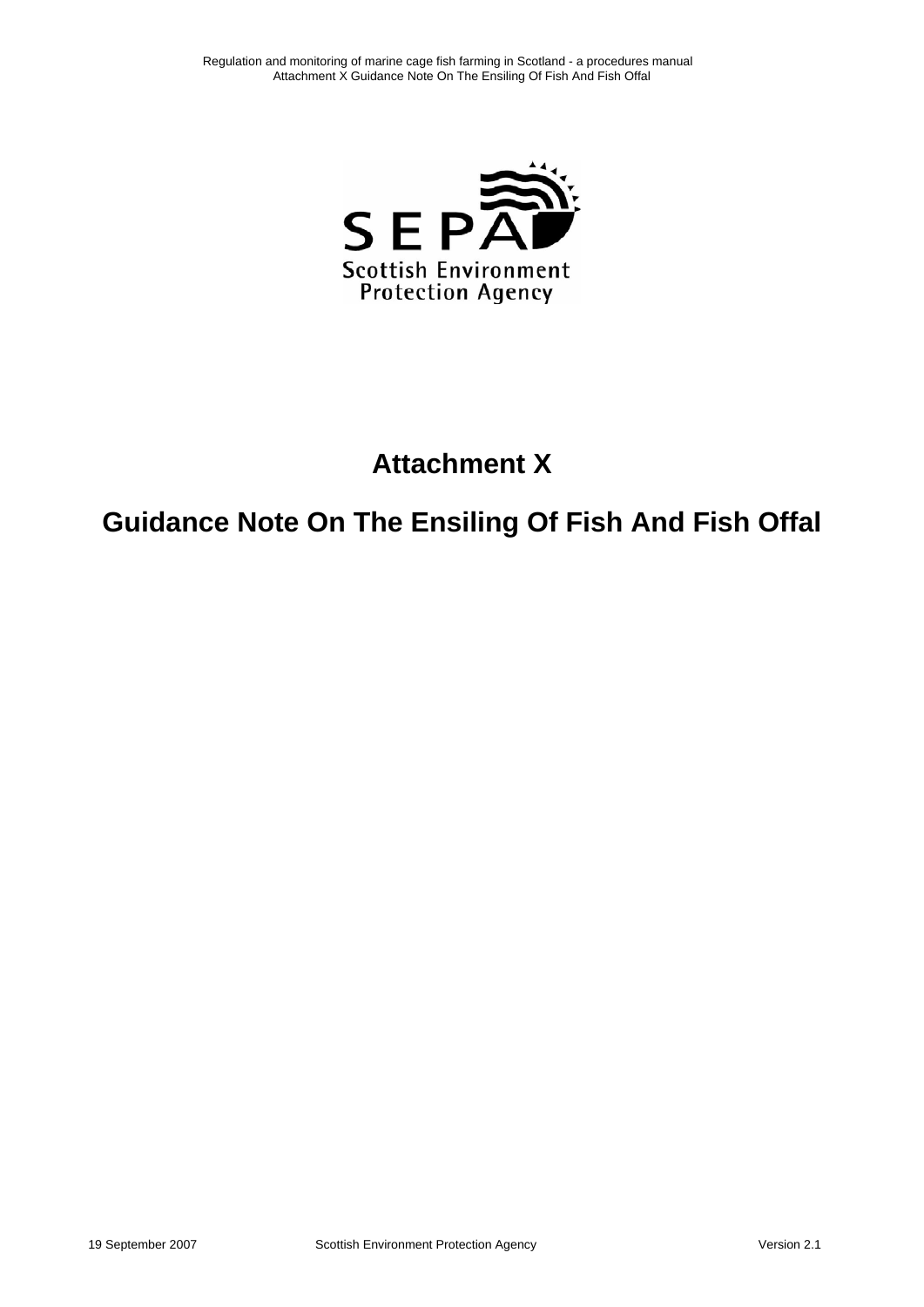# Attachment X

# Guidance Note On The Ensiling Of Fish And Fish Offal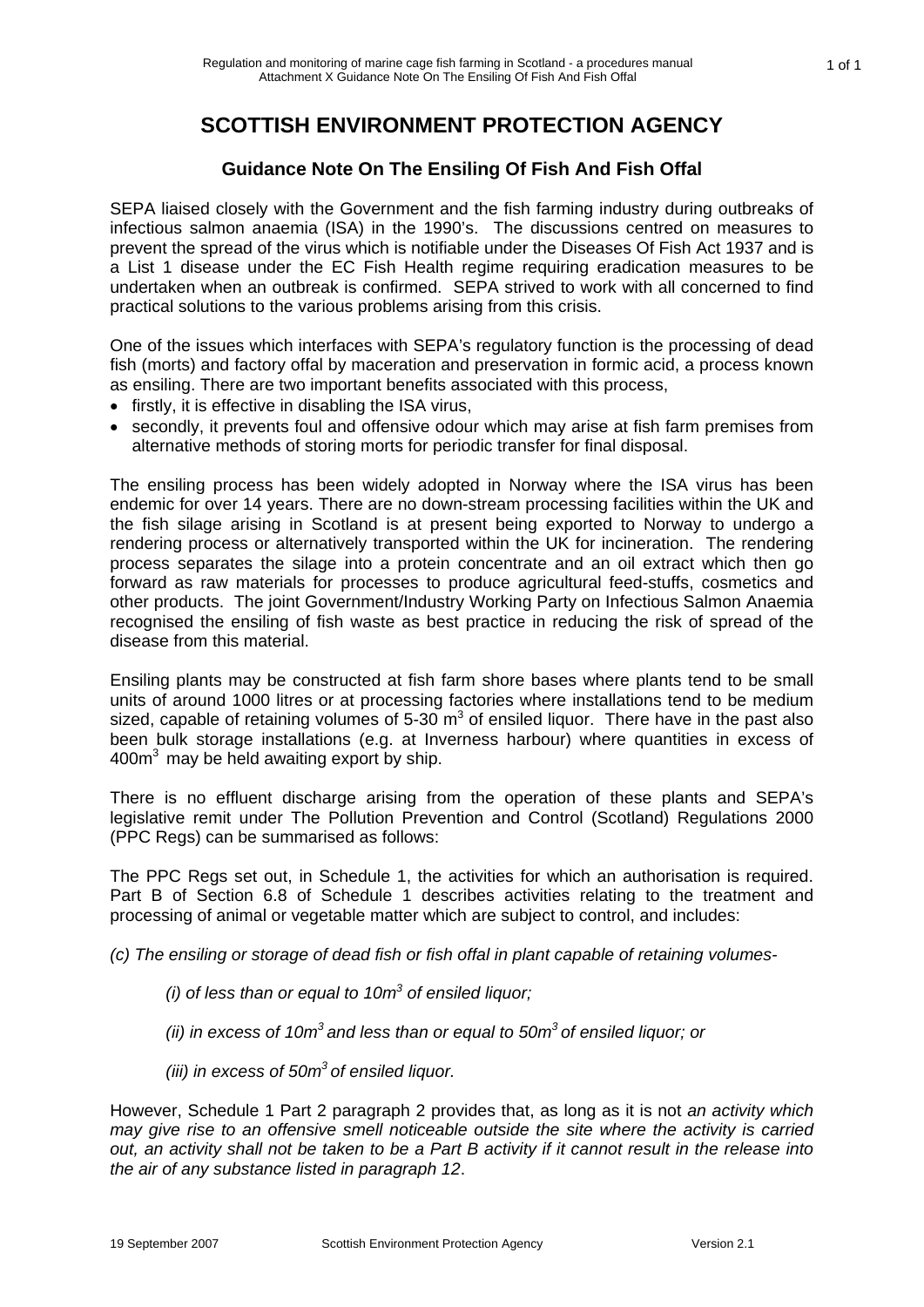# SCOTTISH ENVIRONMENT PROTECTION AGENCY

## Guidance Note On The Ensiling Of Fish And Fish Offal

SEPA liaised closely with the Government and the fish farming industry during outbreaks of infectious salmon anaemia (ISA) in the 1990's. The discussions centred on measures to prevent the spread of the virus which is notifiable under the Diseases Of Fish Act 1937 and is a List 1 disease under the EC Fish Health regime requiring eradication measures to be undertaken when an outbreak is confirmed. SEPA strived to work with all concerned to find practical solutions to the various problems arising from this crisis.

One of the issues which interfaces with SEPA's regulatory function is the processing of dead fish (morts) and factory offal by maceration and preservation in formic acid, a process known as ensiling. There are two important benefits associated with this process,

- firstly, it is effective in disabling the ISA virus,
- secondly, it prevents foul and offensive odour which may arise at fish farm premises from alternative methods of storing morts for periodic transfer for final disposal.

The ensiling process has been widely adopted in Norway where the ISA virus has been endemic for over 14 years. There are no down-stream processing facilities within the UK and the fish silage arising in Scotland is at present being exported to Norway to undergo a rendering process or alternatively transported within the UK for incineration. The rendering process separates the silage into a protein concentrate and an oil extract which then go forward as raw materials for processes to produce agricultural feed-stuffs, cosmetics and other products. The joint Government/Industry Working Party on Infectious Salmon Anaemia recognised the ensiling of fish waste as best practice in reducing the risk of spread of the disease from this material.

Ensiling plants may be constructed at fish farm shore bases where plants tend to be small units of around 1000 litres or at processing factories where installations tend to be medium sized, capable of retaining volumes of 5-30 $m^3$ of ensiled liquor. There have in the past also been bulk storage installations (e.g. at Inverness harbour) where quantities in excess of 400$m^3$ may be held awaiting export by ship.

There is no effluent discharge arising from the operation of these plants and SEPA's legislative remit under The Pollution Prevention and Control (Scotland) Regulations 2000 (PPC Regs) can be summarised as follows:

The PPC Regs set out, in Schedule 1, the activities for which an authorisation is required. Part B of Section 6.8 of Schedule 1 describes activities relating to the treatment and processing of animal or vegetable matter which are subject to control, and includes:

*(c) The ensiling or storage of dead fish or fish offal in plant capable of retaining volumes-*

*(i) of less than or equal to 10$m^3$ of ensiled liquor;*

*(ii) in excess of 10$m^3$ and less than or equal to 50$m^3$ of ensiled liquor; or*

*(iii) in excess of 50$m^3$ of ensiled liquor.*

However, Schedule 1 Part 2 paragraph 2 provides that, as long as it is not *an activity which may give rise to an offensive smell noticeable outside the site where the activity is carried out, an activity shall not be taken to be a Part B activity if it cannot result in the release into the air of any substance listed in paragraph 12*.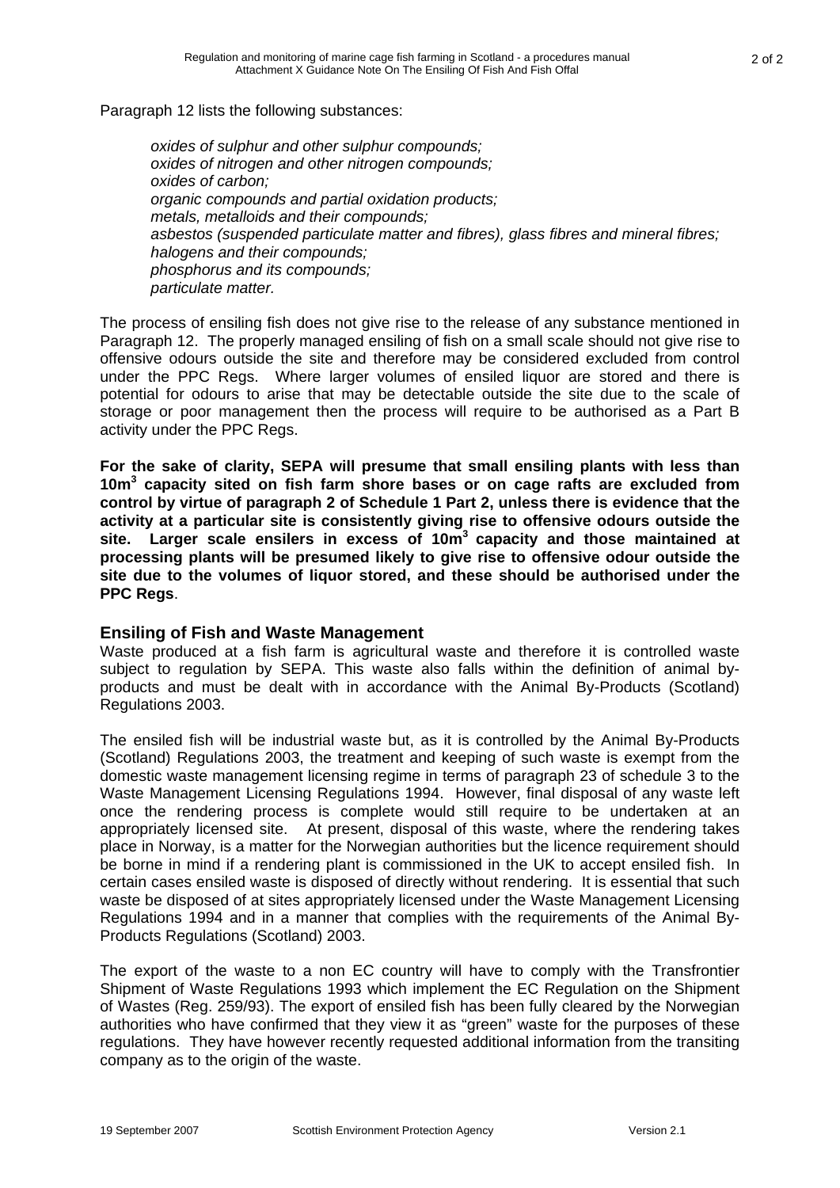Paragraph 12 lists the following substances:

> *oxides of sulphur and other sulphur compounds;*
> *oxides of nitrogen and other nitrogen compounds;*
> *oxides of carbon;*
> *organic compounds and partial oxidation products;*
> *metals, metalloids and their compounds;*
> *asbestos (suspended particulate matter and fibres), glass fibres and mineral fibres;*
> *halogens and their compounds;*
> *phosphorus and its compounds;*
> *particulate matter.*

The process of ensiling fish does not give rise to the release of any substance mentioned in Paragraph 12. The properly managed ensiling of fish on a small scale should not give rise to offensive odours outside the site and therefore may be considered excluded from control under the PPC Regs. Where larger volumes of ensiled liquor are stored and there is potential for odours to arise that may be detectable outside the site due to the scale of storage or poor management then the process will require to be authorised as a Part B activity under the PPC Regs.

**For the sake of clarity, SEPA will presume that small ensiling plants with less than 10m$^3$ capacity sited on fish farm shore bases or on cage rafts are excluded from control by virtue of paragraph 2 of Schedule 1 Part 2, unless there is evidence that the activity at a particular site is consistently giving rise to offensive odours outside the site. Larger scale ensilers in excess of 10m$^3$ capacity and those maintained at processing plants will be presumed likely to give rise to offensive odour outside the site due to the volumes of liquor stored, and these should be authorised under the PPC Regs**.

## Ensiling of Fish and Waste Management

Waste produced at a fish farm is agricultural waste and therefore it is controlled waste subject to regulation by SEPA. This waste also falls within the definition of animal by-products and must be dealt with in accordance with the Animal By-Products (Scotland) Regulations 2003.

The ensiled fish will be industrial waste but, as it is controlled by the Animal By-Products (Scotland) Regulations 2003, the treatment and keeping of such waste is exempt from the domestic waste management licensing regime in terms of paragraph 23 of schedule 3 to the Waste Management Licensing Regulations 1994. However, final disposal of any waste left once the rendering process is complete would still require to be undertaken at an appropriately licensed site. At present, disposal of this waste, where the rendering takes place in Norway, is a matter for the Norwegian authorities but the licence requirement should be borne in mind if a rendering plant is commissioned in the UK to accept ensiled fish. In certain cases ensiled waste is disposed of directly without rendering. It is essential that such waste be disposed of at sites appropriately licensed under the Waste Management Licensing Regulations 1994 and in a manner that complies with the requirements of the Animal By-Products Regulations (Scotland) 2003.

The export of the waste to a non EC country will have to comply with the Transfrontier Shipment of Waste Regulations 1993 which implement the EC Regulation on the Shipment of Wastes (Reg. 259/93). The export of ensiled fish has been fully cleared by the Norwegian authorities who have confirmed that they view it as "green" waste for the purposes of these regulations. They have however recently requested additional information from the transiting company as to the origin of the waste.